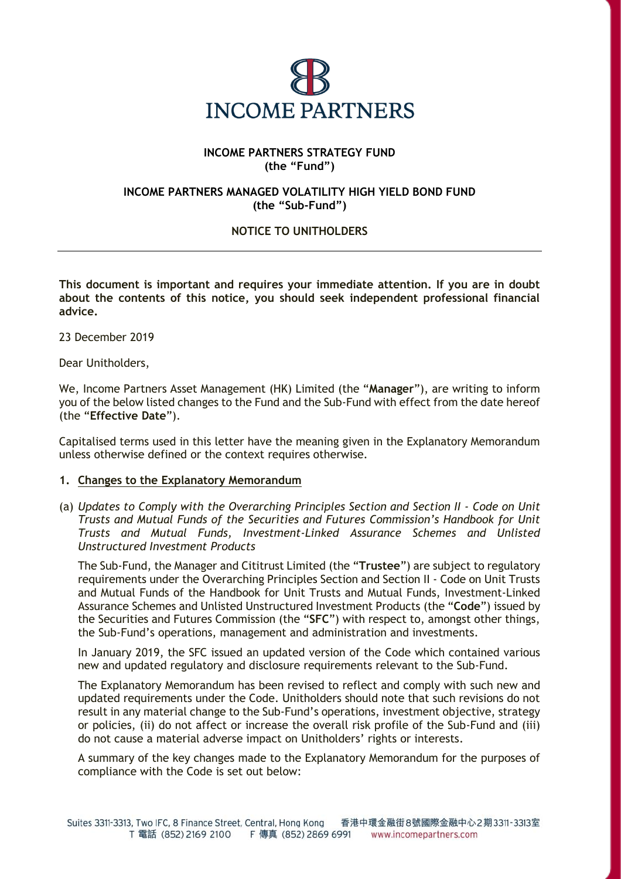**INCOME PARTNERS STRATEGY FUND**
**(the "Fund")**

**INCOME PARTNERS MANAGED VOLATILITY HIGH YIELD BOND FUND**
**(the "Sub-Fund")**

**NOTICE TO UNITHOLDERS**

---

**This document is important and requires your immediate attention. If you are in doubt about the contents of this notice, you should seek independent professional financial advice.**

23 December 2019

Dear Unitholders,

We, Income Partners Asset Management (HK) Limited (the "**Manager**"), are writing to inform you of the below listed changes to the Fund and the Sub-Fund with effect from the date hereof (the "**Effective Date**").

Capitalised terms used in this letter have the meaning given in the Explanatory Memorandum unless otherwise defined or the context requires otherwise.

**1. Changes to the Explanatory Memorandum**

(a) *Updates to Comply with the Overarching Principles Section and Section II - Code on Unit Trusts and Mutual Funds of the Securities and Futures Commission's Handbook for Unit Trusts and Mutual Funds, Investment-Linked Assurance Schemes and Unlisted Unstructured Investment Products*

The Sub-Fund, the Manager and Cititrust Limited (the "**Trustee**") are subject to regulatory requirements under the Overarching Principles Section and Section II - Code on Unit Trusts and Mutual Funds of the Handbook for Unit Trusts and Mutual Funds, Investment-Linked Assurance Schemes and Unlisted Unstructured Investment Products (the "**Code**") issued by the Securities and Futures Commission (the "**SFC**") with respect to, amongst other things, the Sub-Fund's operations, management and administration and investments.

In January 2019, the SFC issued an updated version of the Code which contained various new and updated regulatory and disclosure requirements relevant to the Sub-Fund.

The Explanatory Memorandum has been revised to reflect and comply with such new and updated requirements under the Code. Unitholders should note that such revisions do not result in any material change to the Sub-Fund's operations, investment objective, strategy or policies, (ii) do not affect or increase the overall risk profile of the Sub-Fund and (iii) do not cause a material adverse impact on Unitholders' rights or interests.

A summary of the key changes made to the Explanatory Memorandum for the purposes of compliance with the Code is set out below: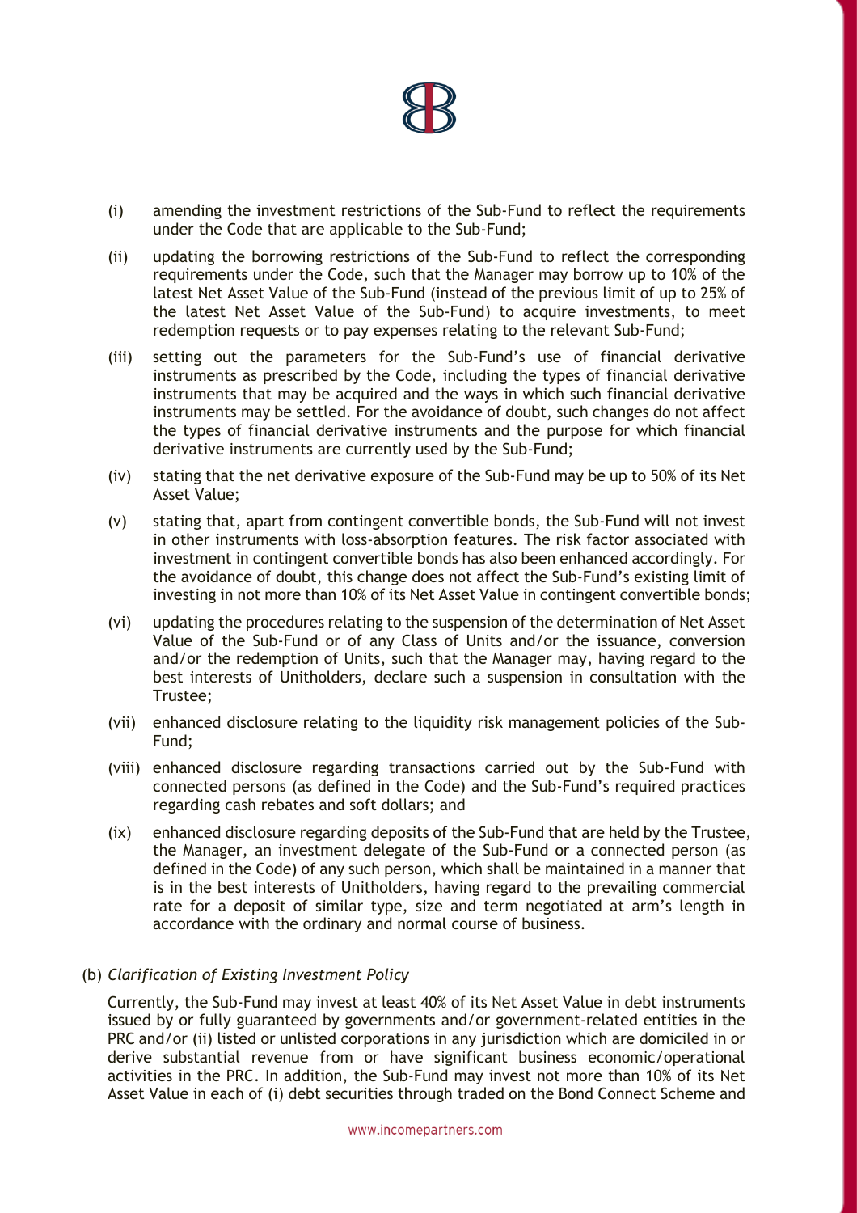(i) amending the investment restrictions of the Sub-Fund to reflect the requirements under the Code that are applicable to the Sub-Fund;

(ii) updating the borrowing restrictions of the Sub-Fund to reflect the corresponding requirements under the Code, such that the Manager may borrow up to 10% of the latest Net Asset Value of the Sub-Fund (instead of the previous limit of up to 25% of the latest Net Asset Value of the Sub-Fund) to acquire investments, to meet redemption requests or to pay expenses relating to the relevant Sub-Fund;

(iii) setting out the parameters for the Sub-Fund's use of financial derivative instruments as prescribed by the Code, including the types of financial derivative instruments that may be acquired and the ways in which such financial derivative instruments may be settled. For the avoidance of doubt, such changes do not affect the types of financial derivative instruments and the purpose for which financial derivative instruments are currently used by the Sub-Fund;

(iv) stating that the net derivative exposure of the Sub-Fund may be up to 50% of its Net Asset Value;

(v) stating that, apart from contingent convertible bonds, the Sub-Fund will not invest in other instruments with loss-absorption features. The risk factor associated with investment in contingent convertible bonds has also been enhanced accordingly. For the avoidance of doubt, this change does not affect the Sub-Fund's existing limit of investing in not more than 10% of its Net Asset Value in contingent convertible bonds;

(vi) updating the procedures relating to the suspension of the determination of Net Asset Value of the Sub-Fund or of any Class of Units and/or the issuance, conversion and/or the redemption of Units, such that the Manager may, having regard to the best interests of Unitholders, declare such a suspension in consultation with the Trustee;

(vii) enhanced disclosure relating to the liquidity risk management policies of the Sub-Fund;

(viii) enhanced disclosure regarding transactions carried out by the Sub-Fund with connected persons (as defined in the Code) and the Sub-Fund's required practices regarding cash rebates and soft dollars; and

(ix) enhanced disclosure regarding deposits of the Sub-Fund that are held by the Trustee, the Manager, an investment delegate of the Sub-Fund or a connected person (as defined in the Code) of any such person, which shall be maintained in a manner that is in the best interests of Unitholders, having regard to the prevailing commercial rate for a deposit of similar type, size and term negotiated at arm's length in accordance with the ordinary and normal course of business.

(b) *Clarification of Existing Investment Policy*

Currently, the Sub-Fund may invest at least 40% of its Net Asset Value in debt instruments issued by or fully guaranteed by governments and/or government-related entities in the PRC and/or (ii) listed or unlisted corporations in any jurisdiction which are domiciled in or derive substantial revenue from or have significant business economic/operational activities in the PRC. In addition, the Sub-Fund may invest not more than 10% of its Net Asset Value in each of (i) debt securities through traded on the Bond Connect Scheme and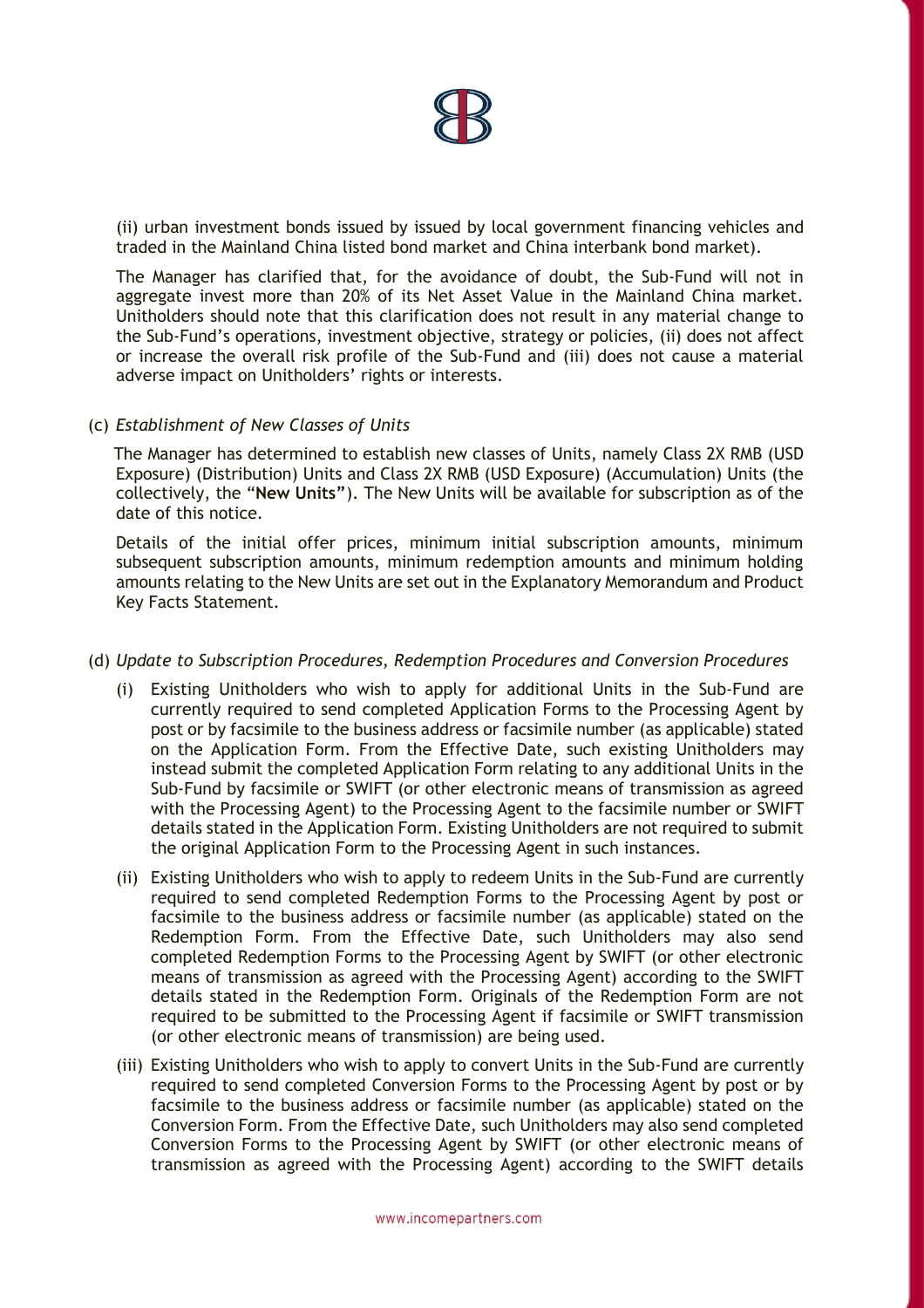(ii) urban investment bonds issued by issued by local government financing vehicles and traded in the Mainland China listed bond market and China interbank bond market).

The Manager has clarified that, for the avoidance of doubt, the Sub-Fund will not in aggregate invest more than 20% of its Net Asset Value in the Mainland China market. Unitholders should note that this clarification does not result in any material change to the Sub-Fund's operations, investment objective, strategy or policies, (ii) does not affect or increase the overall risk profile of the Sub-Fund and (iii) does not cause a material adverse impact on Unitholders' rights or interests.

(c) *Establishment of New Classes of Units*

The Manager has determined to establish new classes of Units, namely Class 2X RMB (USD Exposure) (Distribution) Units and Class 2X RMB (USD Exposure) (Accumulation) Units (the collectively, the "**New Units**"). The New Units will be available for subscription as of the date of this notice.

Details of the initial offer prices, minimum initial subscription amounts, minimum subsequent subscription amounts, minimum redemption amounts and minimum holding amounts relating to the New Units are set out in the Explanatory Memorandum and Product Key Facts Statement.

(d) *Update to Subscription Procedures, Redemption Procedures and Conversion Procedures*

(i) Existing Unitholders who wish to apply for additional Units in the Sub-Fund are currently required to send completed Application Forms to the Processing Agent by post or by facsimile to the business address or facsimile number (as applicable) stated on the Application Form. From the Effective Date, such existing Unitholders may instead submit the completed Application Form relating to any additional Units in the Sub-Fund by facsimile or SWIFT (or other electronic means of transmission as agreed with the Processing Agent) to the Processing Agent to the facsimile number or SWIFT details stated in the Application Form. Existing Unitholders are not required to submit the original Application Form to the Processing Agent in such instances.

(ii) Existing Unitholders who wish to apply to redeem Units in the Sub-Fund are currently required to send completed Redemption Forms to the Processing Agent by post or facsimile to the business address or facsimile number (as applicable) stated on the Redemption Form. From the Effective Date, such Unitholders may also send completed Redemption Forms to the Processing Agent by SWIFT (or other electronic means of transmission as agreed with the Processing Agent) according to the SWIFT details stated in the Redemption Form. Originals of the Redemption Form are not required to be submitted to the Processing Agent if facsimile or SWIFT transmission (or other electronic means of transmission) are being used.

(iii) Existing Unitholders who wish to apply to convert Units in the Sub-Fund are currently required to send completed Conversion Forms to the Processing Agent by post or by facsimile to the business address or facsimile number (as applicable) stated on the Conversion Form. From the Effective Date, such Unitholders may also send completed Conversion Forms to the Processing Agent by SWIFT (or other electronic means of transmission as agreed with the Processing Agent) according to the SWIFT details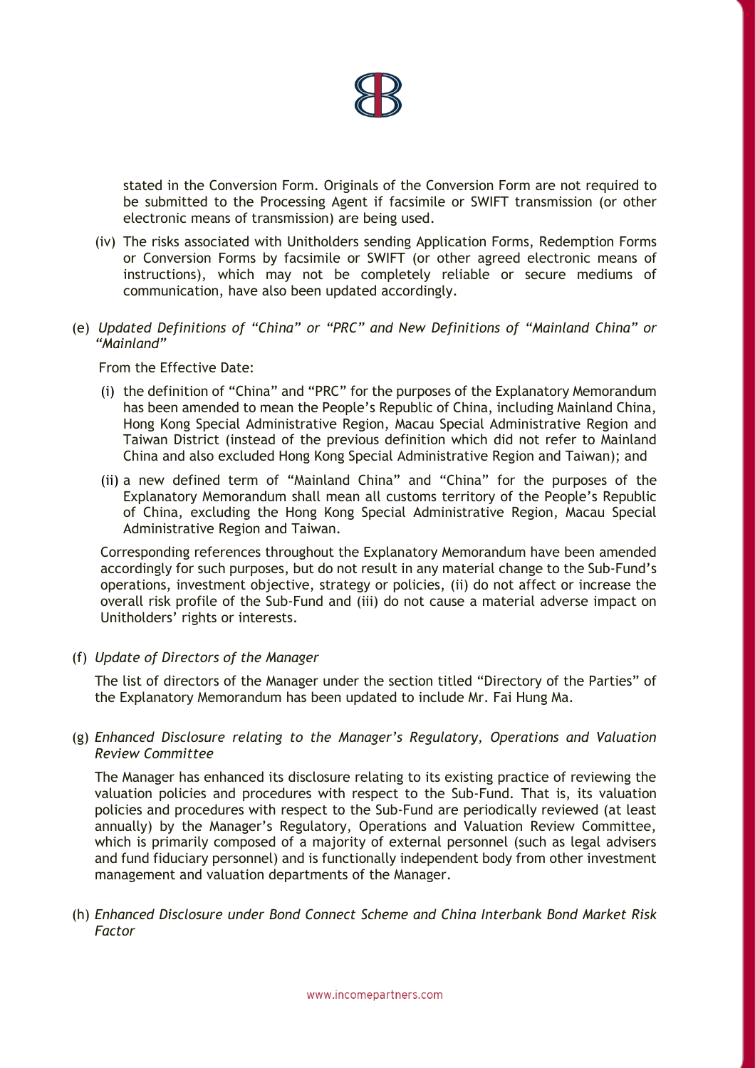stated in the Conversion Form. Originals of the Conversion Form are not required to be submitted to the Processing Agent if facsimile or SWIFT transmission (or other electronic means of transmission) are being used.

(iv) The risks associated with Unitholders sending Application Forms, Redemption Forms or Conversion Forms by facsimile or SWIFT (or other agreed electronic means of instructions), which may not be completely reliable or secure mediums of communication, have also been updated accordingly.

(e) *Updated Definitions of "China" or "PRC" and New Definitions of "Mainland China" or "Mainland"*

From the Effective Date:

(i) the definition of "China" and "PRC" for the purposes of the Explanatory Memorandum has been amended to mean the People's Republic of China, including Mainland China, Hong Kong Special Administrative Region, Macau Special Administrative Region and Taiwan District (instead of the previous definition which did not refer to Mainland China and also excluded Hong Kong Special Administrative Region and Taiwan); and

(ii) a new defined term of "Mainland China" and "China" for the purposes of the Explanatory Memorandum shall mean all customs territory of the People's Republic of China, excluding the Hong Kong Special Administrative Region, Macau Special Administrative Region and Taiwan.

Corresponding references throughout the Explanatory Memorandum have been amended accordingly for such purposes, but do not result in any material change to the Sub-Fund's operations, investment objective, strategy or policies, (ii) do not affect or increase the overall risk profile of the Sub-Fund and (iii) do not cause a material adverse impact on Unitholders' rights or interests.

(f) *Update of Directors of the Manager*

The list of directors of the Manager under the section titled "Directory of the Parties" of the Explanatory Memorandum has been updated to include Mr. Fai Hung Ma.

(g) *Enhanced Disclosure relating to the Manager's Regulatory, Operations and Valuation Review Committee*

The Manager has enhanced its disclosure relating to its existing practice of reviewing the valuation policies and procedures with respect to the Sub-Fund. That is, its valuation policies and procedures with respect to the Sub-Fund are periodically reviewed (at least annually) by the Manager's Regulatory, Operations and Valuation Review Committee, which is primarily composed of a majority of external personnel (such as legal advisers and fund fiduciary personnel) and is functionally independent body from other investment management and valuation departments of the Manager.

(h) *Enhanced Disclosure under Bond Connect Scheme and China Interbank Bond Market Risk Factor*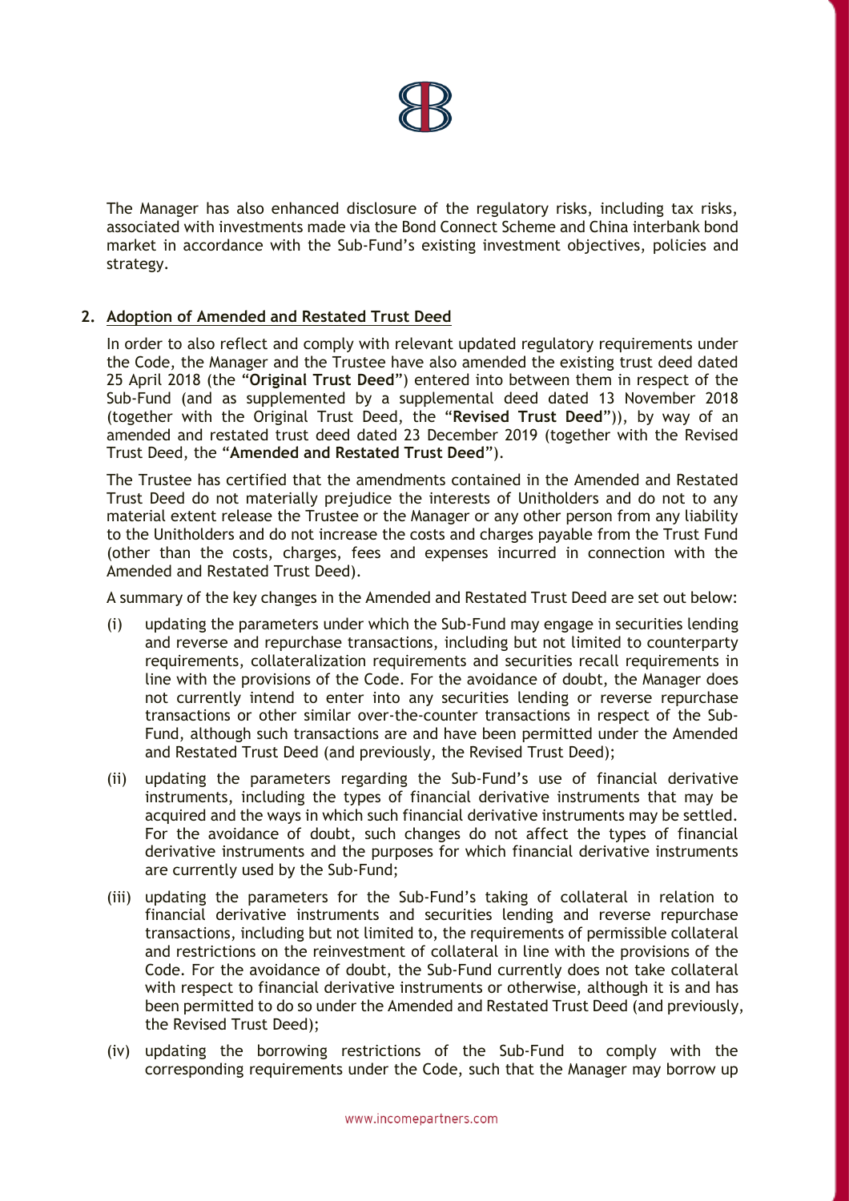The Manager has also enhanced disclosure of the regulatory risks, including tax risks, associated with investments made via the Bond Connect Scheme and China interbank bond market in accordance with the Sub-Fund's existing investment objectives, policies and strategy.

**2. Adoption of Amended and Restated Trust Deed**

In order to also reflect and comply with relevant updated regulatory requirements under the Code, the Manager and the Trustee have also amended the existing trust deed dated 25 April 2018 (the "**Original Trust Deed**") entered into between them in respect of the Sub-Fund (and as supplemented by a supplemental deed dated 13 November 2018 (together with the Original Trust Deed, the "**Revised Trust Deed**")), by way of an amended and restated trust deed dated 23 December 2019 (together with the Revised Trust Deed, the "**Amended and Restated Trust Deed**").

The Trustee has certified that the amendments contained in the Amended and Restated Trust Deed do not materially prejudice the interests of Unitholders and do not to any material extent release the Trustee or the Manager or any other person from any liability to the Unitholders and do not increase the costs and charges payable from the Trust Fund (other than the costs, charges, fees and expenses incurred in connection with the Amended and Restated Trust Deed).

A summary of the key changes in the Amended and Restated Trust Deed are set out below:

(i) updating the parameters under which the Sub-Fund may engage in securities lending and reverse and repurchase transactions, including but not limited to counterparty requirements, collateralization requirements and securities recall requirements in line with the provisions of the Code. For the avoidance of doubt, the Manager does not currently intend to enter into any securities lending or reverse repurchase transactions or other similar over-the-counter transactions in respect of the Sub-Fund, although such transactions are and have been permitted under the Amended and Restated Trust Deed (and previously, the Revised Trust Deed);

(ii) updating the parameters regarding the Sub-Fund's use of financial derivative instruments, including the types of financial derivative instruments that may be acquired and the ways in which such financial derivative instruments may be settled. For the avoidance of doubt, such changes do not affect the types of financial derivative instruments and the purposes for which financial derivative instruments are currently used by the Sub-Fund;

(iii) updating the parameters for the Sub-Fund's taking of collateral in relation to financial derivative instruments and securities lending and reverse repurchase transactions, including but not limited to, the requirements of permissible collateral and restrictions on the reinvestment of collateral in line with the provisions of the Code. For the avoidance of doubt, the Sub-Fund currently does not take collateral with respect to financial derivative instruments or otherwise, although it is and has been permitted to do so under the Amended and Restated Trust Deed (and previously, the Revised Trust Deed);

(iv) updating the borrowing restrictions of the Sub-Fund to comply with the corresponding requirements under the Code, such that the Manager may borrow up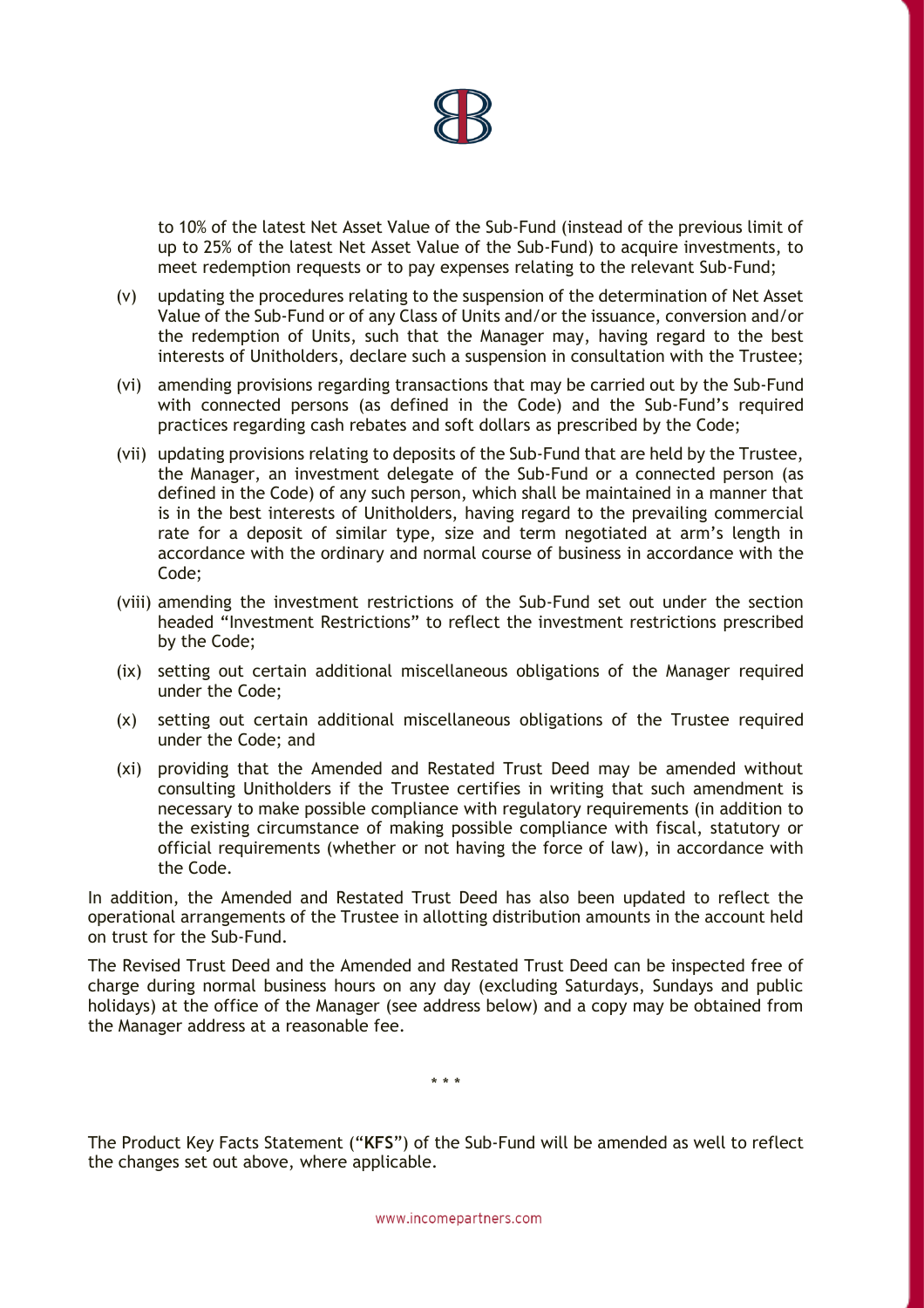to 10% of the latest Net Asset Value of the Sub-Fund (instead of the previous limit of up to 25% of the latest Net Asset Value of the Sub-Fund) to acquire investments, to meet redemption requests or to pay expenses relating to the relevant Sub-Fund;

(v) updating the procedures relating to the suspension of the determination of Net Asset Value of the Sub-Fund or of any Class of Units and/or the issuance, conversion and/or the redemption of Units, such that the Manager may, having regard to the best interests of Unitholders, declare such a suspension in consultation with the Trustee;

(vi) amending provisions regarding transactions that may be carried out by the Sub-Fund with connected persons (as defined in the Code) and the Sub-Fund's required practices regarding cash rebates and soft dollars as prescribed by the Code;

(vii) updating provisions relating to deposits of the Sub-Fund that are held by the Trustee, the Manager, an investment delegate of the Sub-Fund or a connected person (as defined in the Code) of any such person, which shall be maintained in a manner that is in the best interests of Unitholders, having regard to the prevailing commercial rate for a deposit of similar type, size and term negotiated at arm's length in accordance with the ordinary and normal course of business in accordance with the Code;

(viii) amending the investment restrictions of the Sub-Fund set out under the section headed "Investment Restrictions" to reflect the investment restrictions prescribed by the Code;

(ix) setting out certain additional miscellaneous obligations of the Manager required under the Code;

(x) setting out certain additional miscellaneous obligations of the Trustee required under the Code; and

(xi) providing that the Amended and Restated Trust Deed may be amended without consulting Unitholders if the Trustee certifies in writing that such amendment is necessary to make possible compliance with regulatory requirements (in addition to the existing circumstance of making possible compliance with fiscal, statutory or official requirements (whether or not having the force of law), in accordance with the Code.

In addition, the Amended and Restated Trust Deed has also been updated to reflect the operational arrangements of the Trustee in allotting distribution amounts in the account held on trust for the Sub-Fund.

The Revised Trust Deed and the Amended and Restated Trust Deed can be inspected free of charge during normal business hours on any day (excluding Saturdays, Sundays and public holidays) at the office of the Manager (see address below) and a copy may be obtained from the Manager address at a reasonable fee.

\* \* \*

The Product Key Facts Statement ("**KFS**") of the Sub-Fund will be amended as well to reflect the changes set out above, where applicable.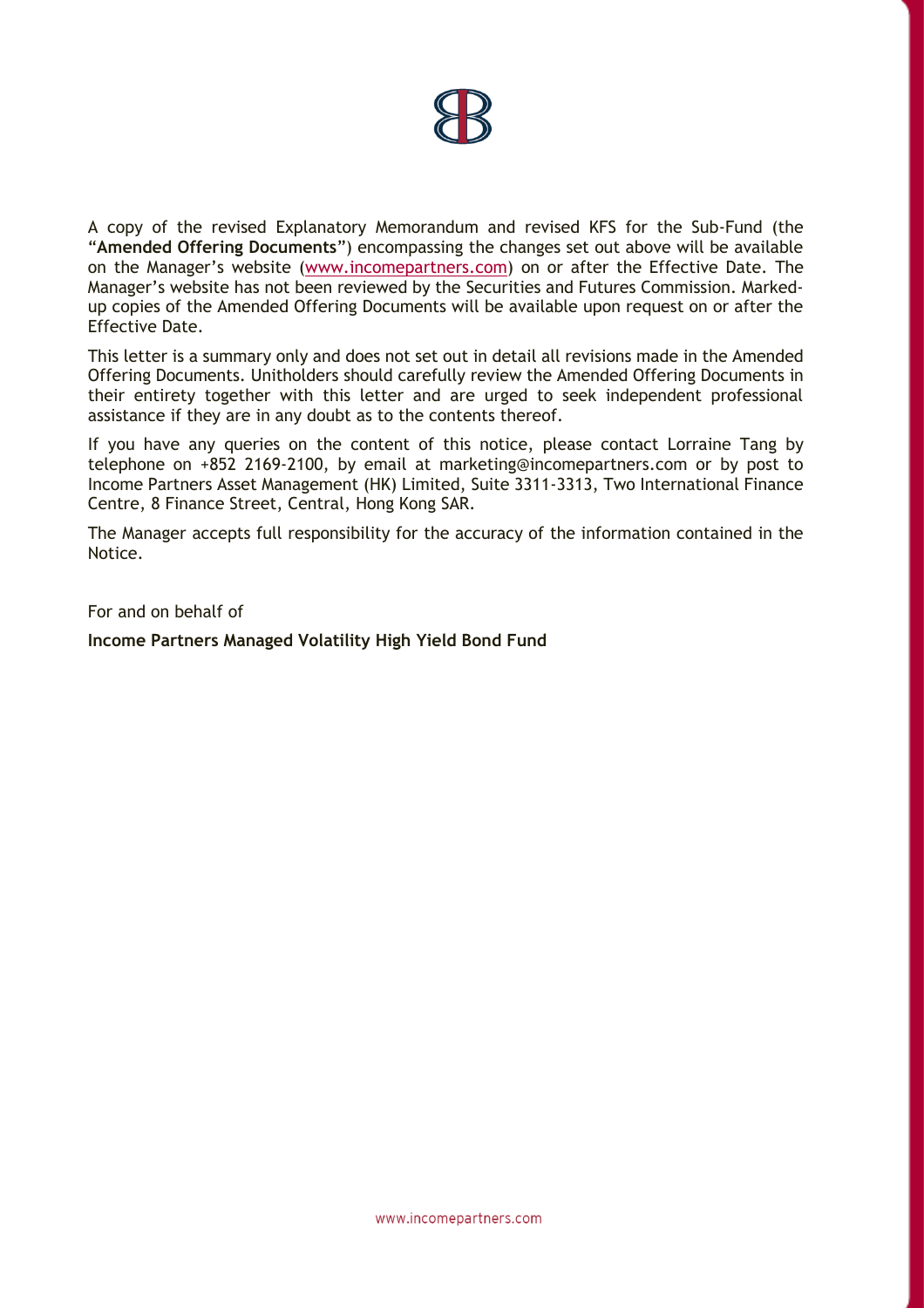A copy of the revised Explanatory Memorandum and revised KFS for the Sub-Fund (the "**Amended Offering Documents**") encompassing the changes set out above will be available on the Manager's website (www.incomepartners.com) on or after the Effective Date. The Manager's website has not been reviewed by the Securities and Futures Commission. Marked-up copies of the Amended Offering Documents will be available upon request on or after the Effective Date.

This letter is a summary only and does not set out in detail all revisions made in the Amended Offering Documents. Unitholders should carefully review the Amended Offering Documents in their entirety together with this letter and are urged to seek independent professional assistance if they are in any doubt as to the contents thereof.

If you have any queries on the content of this notice, please contact Lorraine Tang by telephone on +852 2169-2100, by email at marketing@incomepartners.com or by post to Income Partners Asset Management (HK) Limited, Suite 3311-3313, Two International Finance Centre, 8 Finance Street, Central, Hong Kong SAR.

The Manager accepts full responsibility for the accuracy of the information contained in the Notice.

For and on behalf of

**Income Partners Managed Volatility High Yield Bond Fund**